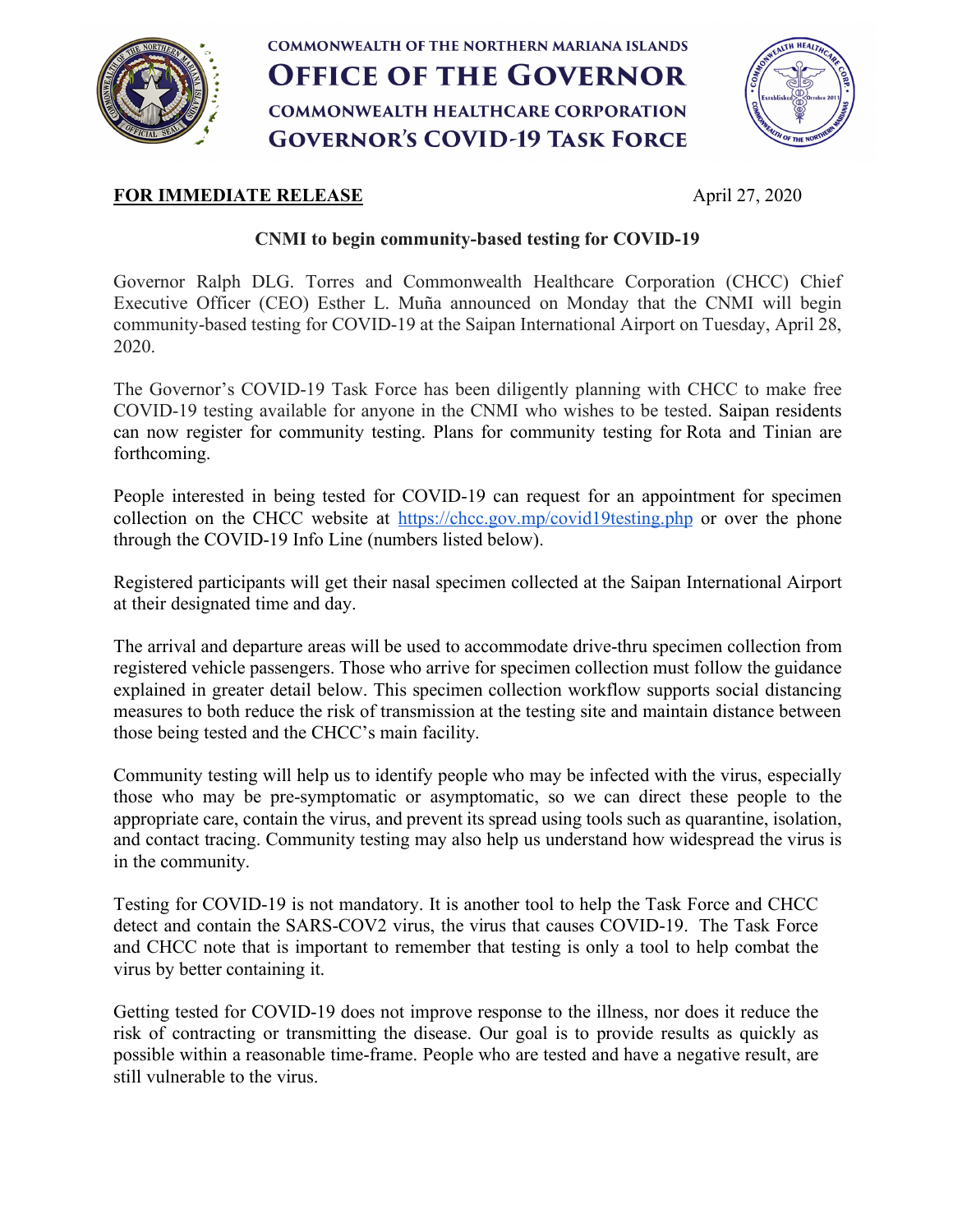COMMONWEALTH OF THE NORTHERN MARIANA ISLANDS

# OFFICE OF THE GOVERNOR

COMMONWEALTH HEALTHCARE CORPORATION

## GOVERNOR'S COVID-19 TASK FORCE

**FOR IMMEDIATE RELEASE** April 27, 2020

### CNMI to begin community-based testing for COVID-19

Governor Ralph DLG. Torres and Commonwealth Healthcare Corporation (CHCC) Chief Executive Officer (CEO) Esther L. Muña announced on Monday that the CNMI will begin community-based testing for COVID-19 at the Saipan International Airport on Tuesday, April 28, 2020.

The Governor's COVID-19 Task Force has been diligently planning with CHCC to make free COVID-19 testing available for anyone in the CNMI who wishes to be tested. Saipan residents can now register for community testing. Plans for community testing for Rota and Tinian are forthcoming.

People interested in being tested for COVID-19 can request for an appointment for specimen collection on the CHCC website at https://chcc.gov.mp/covid19testing.php or over the phone through the COVID-19 Info Line (numbers listed below).

Registered participants will get their nasal specimen collected at the Saipan International Airport at their designated time and day.

The arrival and departure areas will be used to accommodate drive-thru specimen collection from registered vehicle passengers. Those who arrive for specimen collection must follow the guidance explained in greater detail below. This specimen collection workflow supports social distancing measures to both reduce the risk of transmission at the testing site and maintain distance between those being tested and the CHCC's main facility.

Community testing will help us to identify people who may be infected with the virus, especially those who may be pre-symptomatic or asymptomatic, so we can direct these people to the appropriate care, contain the virus, and prevent its spread using tools such as quarantine, isolation, and contact tracing. Community testing may also help us understand how widespread the virus is in the community.

Testing for COVID-19 is not mandatory. It is another tool to help the Task Force and CHCC detect and contain the SARS-COV2 virus, the virus that causes COVID-19. The Task Force and CHCC note that is important to remember that testing is only a tool to help combat the virus by better containing it.

Getting tested for COVID-19 does not improve response to the illness, nor does it reduce the risk of contracting or transmitting the disease. Our goal is to provide results as quickly as possible within a reasonable time-frame. People who are tested and have a negative result, are still vulnerable to the virus.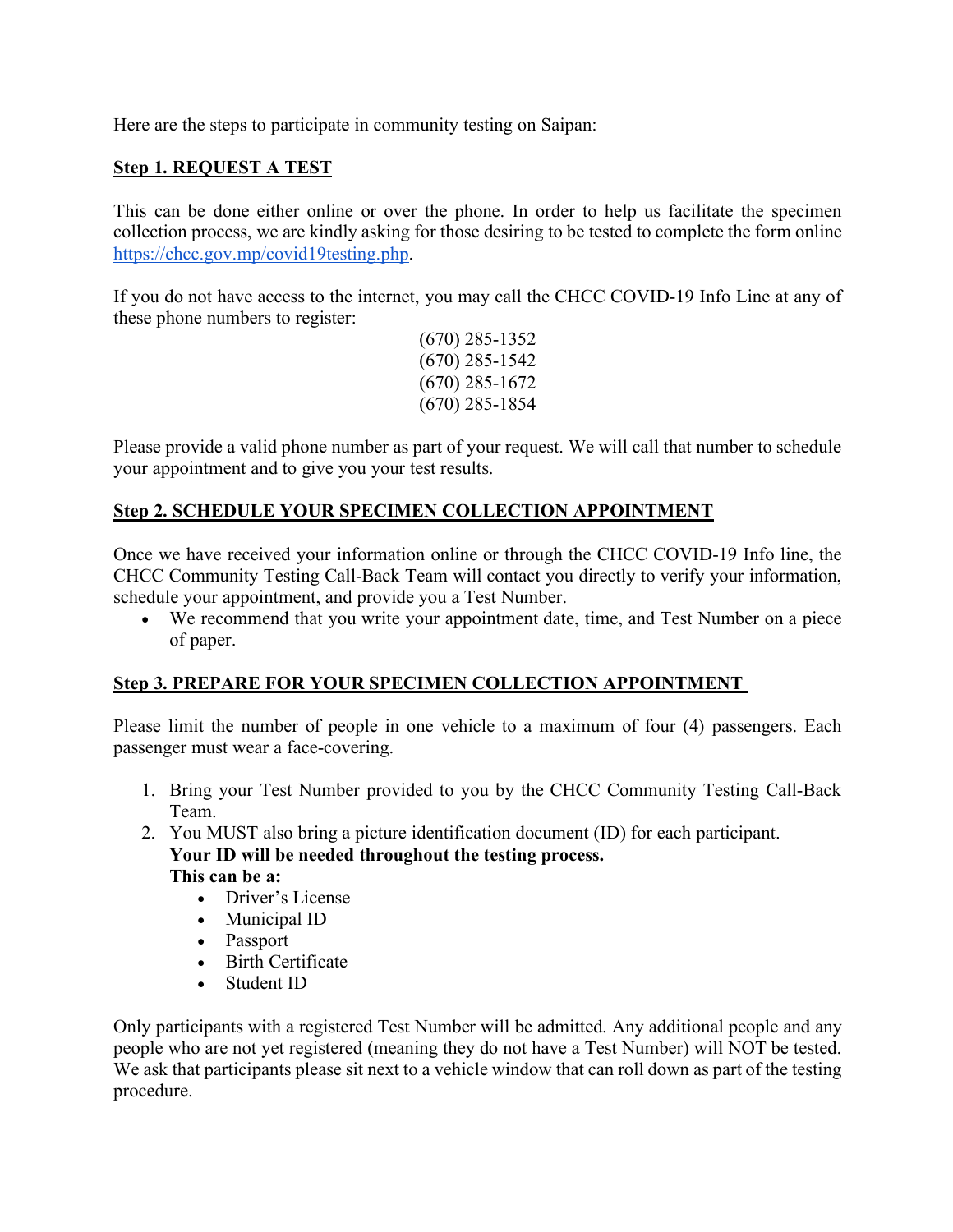Here are the steps to participate in community testing on Saipan:

## Step 1. REQUEST A TEST

This can be done either online or over the phone. In order to help us facilitate the specimen collection process, we are kindly asking for those desiring to be tested to complete the form online https://chcc.gov.mp/covid19testing.php.

If you do not have access to the internet, you may call the CHCC COVID-19 Info Line at any of these phone numbers to register:

(670) 285-1352
(670) 285-1542
(670) 285-1672
(670) 285-1854

Please provide a valid phone number as part of your request. We will call that number to schedule your appointment and to give you your test results.

## Step 2. SCHEDULE YOUR SPECIMEN COLLECTION APPOINTMENT

Once we have received your information online or through the CHCC COVID-19 Info line, the CHCC Community Testing Call-Back Team will contact you directly to verify your information, schedule your appointment, and provide you a Test Number.

- We recommend that you write your appointment date, time, and Test Number on a piece of paper.

## Step 3. PREPARE FOR YOUR SPECIMEN COLLECTION APPOINTMENT

Please limit the number of people in one vehicle to a maximum of four (4) passengers. Each passenger must wear a face-covering.

1. Bring your Test Number provided to you by the CHCC Community Testing Call-Back Team.
2. You MUST also bring a picture identification document (ID) for each participant.
   **Your ID will be needed throughout the testing process.**
   **This can be a:**
   - Driver's License
   - Municipal ID
   - Passport
   - Birth Certificate
   - Student ID

Only participants with a registered Test Number will be admitted. Any additional people and any people who are not yet registered (meaning they do not have a Test Number) will NOT be tested. We ask that participants please sit next to a vehicle window that can roll down as part of the testing procedure.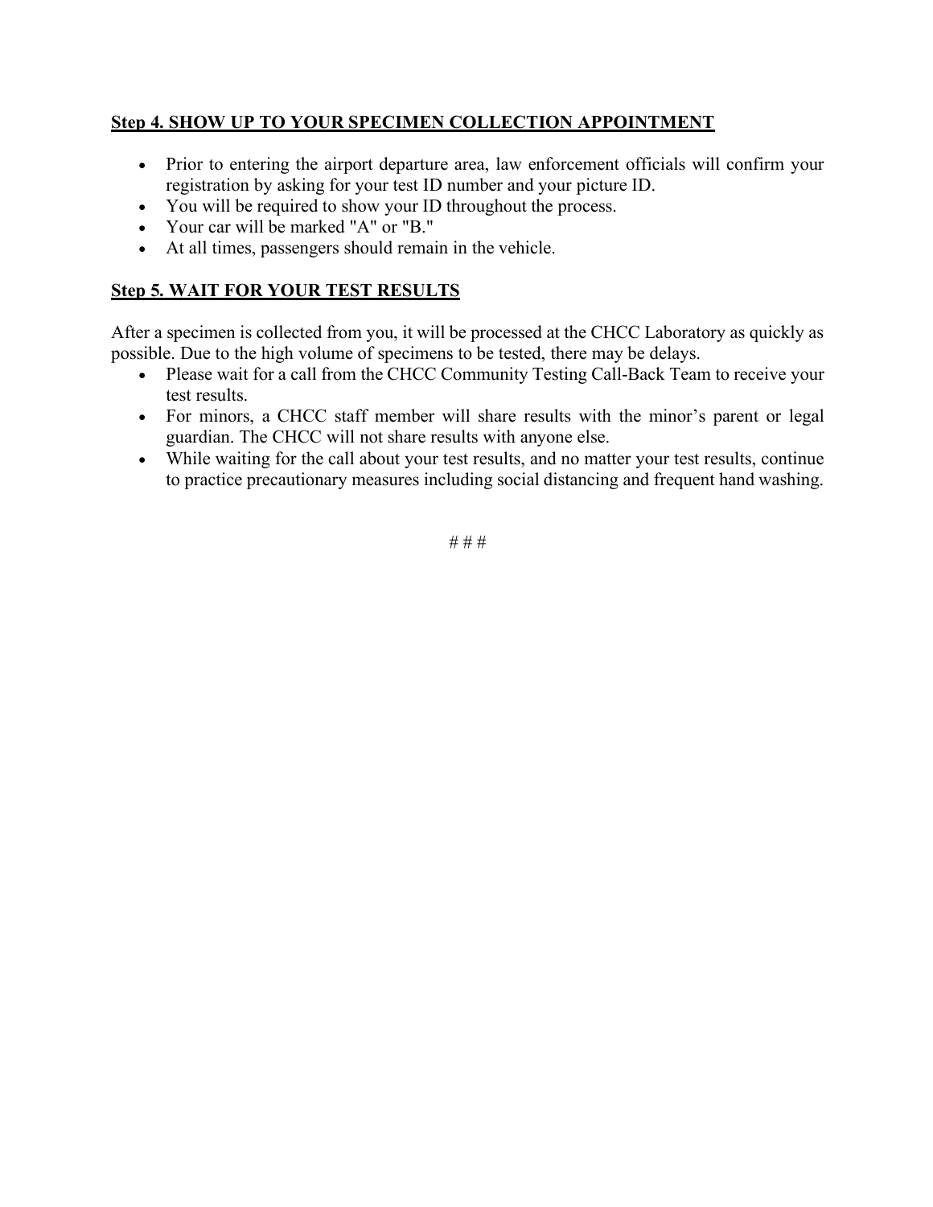**Step 4. SHOW UP TO YOUR SPECIMEN COLLECTION APPOINTMENT**

- Prior to entering the airport departure area, law enforcement officials will confirm your registration by asking for your test ID number and your picture ID.
- You will be required to show your ID throughout the process.
- Your car will be marked "A" or "B."
- At all times, passengers should remain in the vehicle.

**Step 5. WAIT FOR YOUR TEST RESULTS**

After a specimen is collected from you, it will be processed at the CHCC Laboratory as quickly as possible. Due to the high volume of specimens to be tested, there may be delays.

- Please wait for a call from the CHCC Community Testing Call-Back Team to receive your test results.
- For minors, a CHCC staff member will share results with the minor's parent or legal guardian. The CHCC will not share results with anyone else.
- While waiting for the call about your test results, and no matter your test results, continue to practice precautionary measures including social distancing and frequent hand washing.

# # #